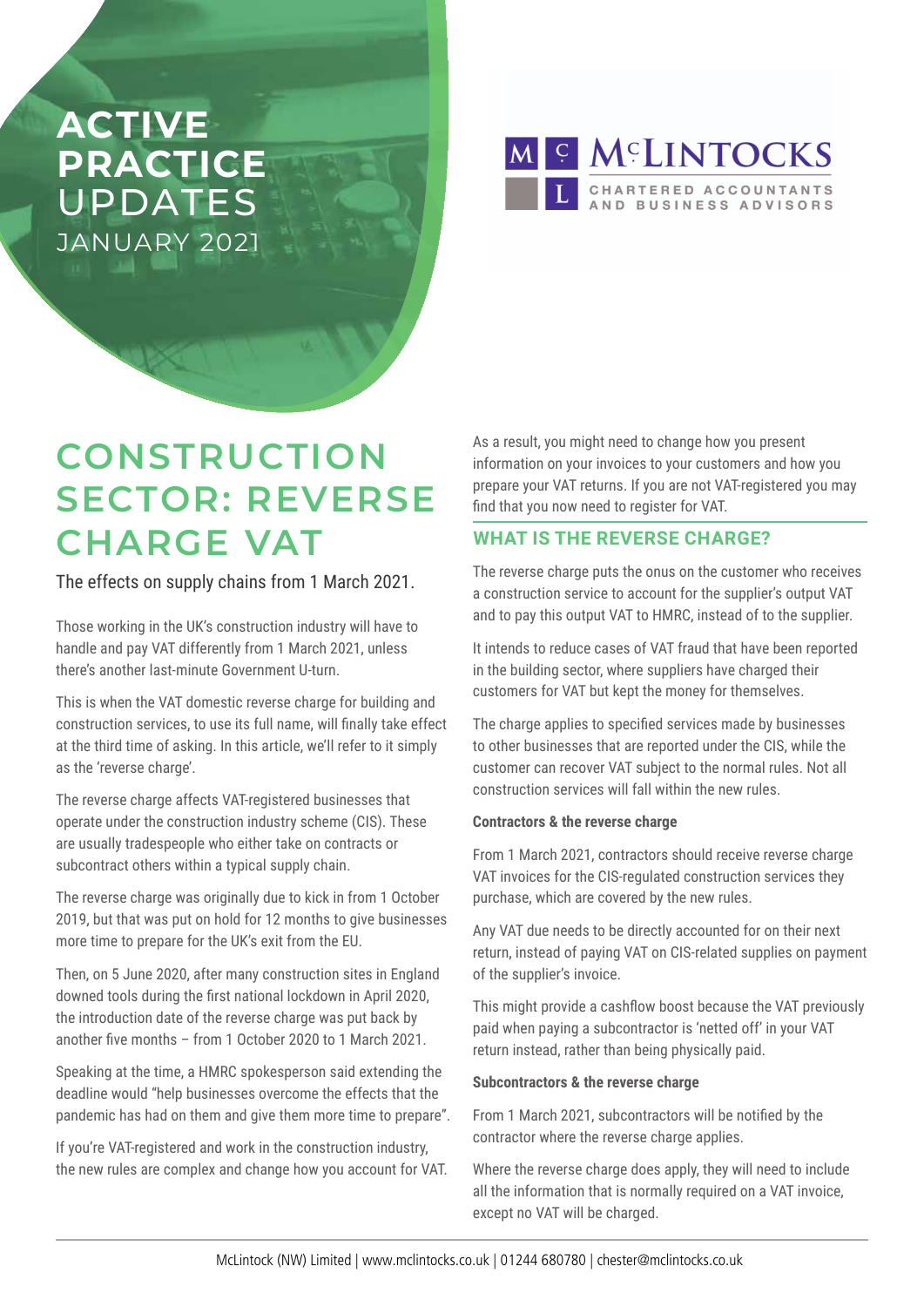# ACTIVE PRACTICE UPDATES

JANUARY 2021

McLINTOCKS
CHARTERED ACCOUNTANTS AND BUSINESS ADVISORS

# CONSTRUCTION SECTOR: REVERSE CHARGE VAT

The effects on supply chains from 1 March 2021.

Those working in the UK's construction industry will have to handle and pay VAT differently from 1 March 2021, unless there's another last-minute Government U-turn.

This is when the VAT domestic reverse charge for building and construction services, to use its full name, will finally take effect at the third time of asking. In this article, we'll refer to it simply as the 'reverse charge'.

The reverse charge affects VAT-registered businesses that operate under the construction industry scheme (CIS). These are usually tradespeople who either take on contracts or subcontract others within a typical supply chain.

The reverse charge was originally due to kick in from 1 October 2019, but that was put on hold for 12 months to give businesses more time to prepare for the UK's exit from the EU.

Then, on 5 June 2020, after many construction sites in England downed tools during the first national lockdown in April 2020, the introduction date of the reverse charge was put back by another five months – from 1 October 2020 to 1 March 2021.

Speaking at the time, a HMRC spokesperson said extending the deadline would "help businesses overcome the effects that the pandemic has had on them and give them more time to prepare".

If you're VAT-registered and work in the construction industry, the new rules are complex and change how you account for VAT. As a result, you might need to change how you present information on your invoices to your customers and how you prepare your VAT returns. If you are not VAT-registered you may find that you now need to register for VAT.

## WHAT IS THE REVERSE CHARGE?

The reverse charge puts the onus on the customer who receives a construction service to account for the supplier's output VAT and to pay this output VAT to HMRC, instead of to the supplier.

It intends to reduce cases of VAT fraud that have been reported in the building sector, where suppliers have charged their customers for VAT but kept the money for themselves.

The charge applies to specified services made by businesses to other businesses that are reported under the CIS, while the customer can recover VAT subject to the normal rules. Not all construction services will fall within the new rules.

**Contractors & the reverse charge**

From 1 March 2021, contractors should receive reverse charge VAT invoices for the CIS-regulated construction services they purchase, which are covered by the new rules.

Any VAT due needs to be directly accounted for on their next return, instead of paying VAT on CIS-related supplies on payment of the supplier's invoice.

This might provide a cashflow boost because the VAT previously paid when paying a subcontractor is 'netted off' in your VAT return instead, rather than being physically paid.

**Subcontractors & the reverse charge**

From 1 March 2021, subcontractors will be notified by the contractor where the reverse charge applies.

Where the reverse charge does apply, they will need to include all the information that is normally required on a VAT invoice, except no VAT will be charged.

McLintock (NW) Limited | www.mclintocks.co.uk | 01244 680780 | chester@mclintocks.co.uk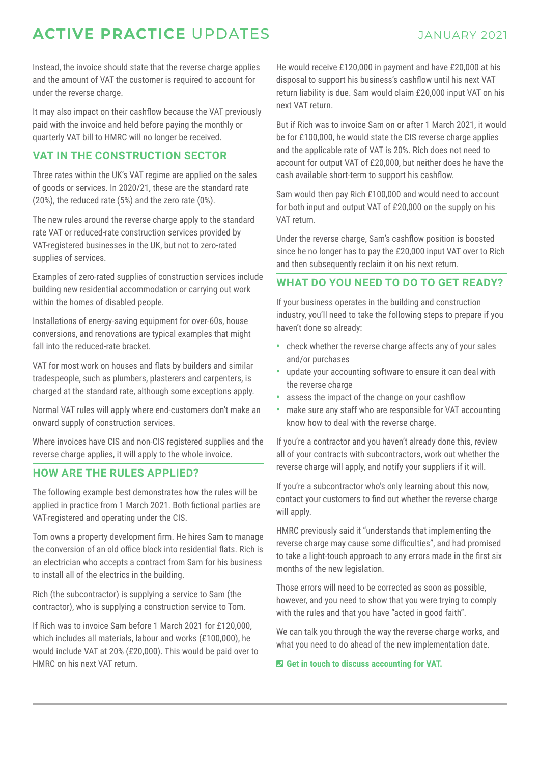Instead, the invoice should state that the reverse charge applies and the amount of VAT the customer is required to account for under the reverse charge.

It may also impact on their cashflow because the VAT previously paid with the invoice and held before paying the monthly or quarterly VAT bill to HMRC will no longer be received.

## VAT IN THE CONSTRUCTION SECTOR

Three rates within the UK's VAT regime are applied on the sales of goods or services. In 2020/21, these are the standard rate (20%), the reduced rate (5%) and the zero rate (0%).

The new rules around the reverse charge apply to the standard rate VAT or reduced-rate construction services provided by VAT-registered businesses in the UK, but not to zero-rated supplies of services.

Examples of zero-rated supplies of construction services include building new residential accommodation or carrying out work within the homes of disabled people.

Installations of energy-saving equipment for over-60s, house conversions, and renovations are typical examples that might fall into the reduced-rate bracket.

VAT for most work on houses and flats by builders and similar tradespeople, such as plumbers, plasterers and carpenters, is charged at the standard rate, although some exceptions apply.

Normal VAT rules will apply where end-customers don't make an onward supply of construction services.

Where invoices have CIS and non-CIS registered supplies and the reverse charge applies, it will apply to the whole invoice.

## HOW ARE THE RULES APPLIED?

The following example best demonstrates how the rules will be applied in practice from 1 March 2021. Both fictional parties are VAT-registered and operating under the CIS.

Tom owns a property development firm. He hires Sam to manage the conversion of an old office block into residential flats. Rich is an electrician who accepts a contract from Sam for his business to install all of the electrics in the building.

Rich (the subcontractor) is supplying a service to Sam (the contractor), who is supplying a construction service to Tom.

If Rich was to invoice Sam before 1 March 2021 for £120,000, which includes all materials, labour and works (£100,000), he would include VAT at 20% (£20,000). This would be paid over to HMRC on his next VAT return.

He would receive £120,000 in payment and have £20,000 at his disposal to support his business's cashflow until his next VAT return liability is due. Sam would claim £20,000 input VAT on his next VAT return.

But if Rich was to invoice Sam on or after 1 March 2021, it would be for £100,000, he would state the CIS reverse charge applies and the applicable rate of VAT is 20%. Rich does not need to account for output VAT of £20,000, but neither does he have the cash available short-term to support his cashflow.

Sam would then pay Rich £100,000 and would need to account for both input and output VAT of £20,000 on the supply on his VAT return.

Under the reverse charge, Sam's cashflow position is boosted since he no longer has to pay the £20,000 input VAT over to Rich and then subsequently reclaim it on his next return.

## WHAT DO YOU NEED TO DO TO GET READY?

If your business operates in the building and construction industry, you'll need to take the following steps to prepare if you haven't done so already:

- check whether the reverse charge affects any of your sales and/or purchases
- update your accounting software to ensure it can deal with the reverse charge
- assess the impact of the change on your cashflow
- make sure any staff who are responsible for VAT accounting know how to deal with the reverse charge.

If you're a contractor and you haven't already done this, review all of your contracts with subcontractors, work out whether the reverse charge will apply, and notify your suppliers if it will.

If you're a subcontractor who's only learning about this now, contact your customers to find out whether the reverse charge will apply.

HMRC previously said it "understands that implementing the reverse charge may cause some difficulties", and had promised to take a light-touch approach to any errors made in the first six months of the new legislation.

Those errors will need to be corrected as soon as possible, however, and you need to show that you were trying to comply with the rules and that you have "acted in good faith".

We can talk you through the way the reverse charge works, and what you need to do ahead of the new implementation date.

**Get in touch to discuss accounting for VAT.**